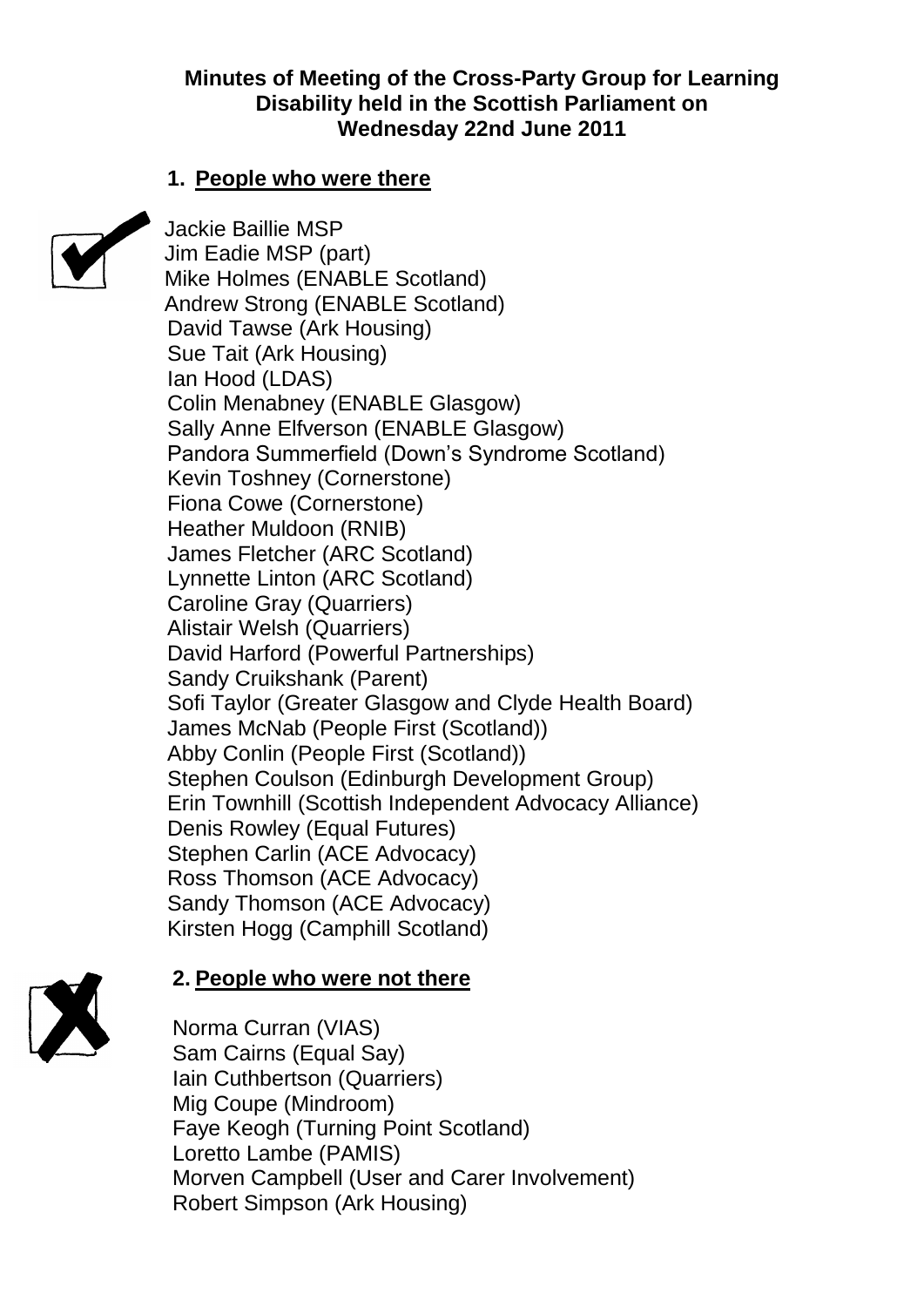**Minutes of Meeting of the Cross-Party Group for Learning Disability held in the Scottish Parliament on Wednesday 22nd June 2011**

## 1. People who were there

Jackie Baillie MSP
Jim Eadie MSP (part)
Mike Holmes (ENABLE Scotland)
Andrew Strong (ENABLE Scotland)
David Tawse (Ark Housing)
Sue Tait (Ark Housing)
Ian Hood (LDAS)
Colin Menabney (ENABLE Glasgow)
Sally Anne Elfverson (ENABLE Glasgow)
Pandora Summerfield (Down's Syndrome Scotland)
Kevin Toshney (Cornerstone)
Fiona Cowe (Cornerstone)
Heather Muldoon (RNIB)
James Fletcher (ARC Scotland)
Lynnette Linton (ARC Scotland)
Caroline Gray (Quarriers)
Alistair Welsh (Quarriers)
David Harford (Powerful Partnerships)
Sandy Cruikshank (Parent)
Sofi Taylor (Greater Glasgow and Clyde Health Board)
James McNab (People First (Scotland))
Abby Conlin (People First (Scotland))
Stephen Coulson (Edinburgh Development Group)
Erin Townhill (Scottish Independent Advocacy Alliance)
Denis Rowley (Equal Futures)
Stephen Carlin (ACE Advocacy)
Ross Thomson (ACE Advocacy)
Sandy Thomson (ACE Advocacy)
Kirsten Hogg (Camphill Scotland)

## 2. People who were not there

Norma Curran (VIAS)
Sam Cairns (Equal Say)
Iain Cuthbertson (Quarriers)
Mig Coupe (Mindroom)
Faye Keogh (Turning Point Scotland)
Loretto Lambe (PAMIS)
Morven Campbell (User and Carer Involvement)
Robert Simpson (Ark Housing)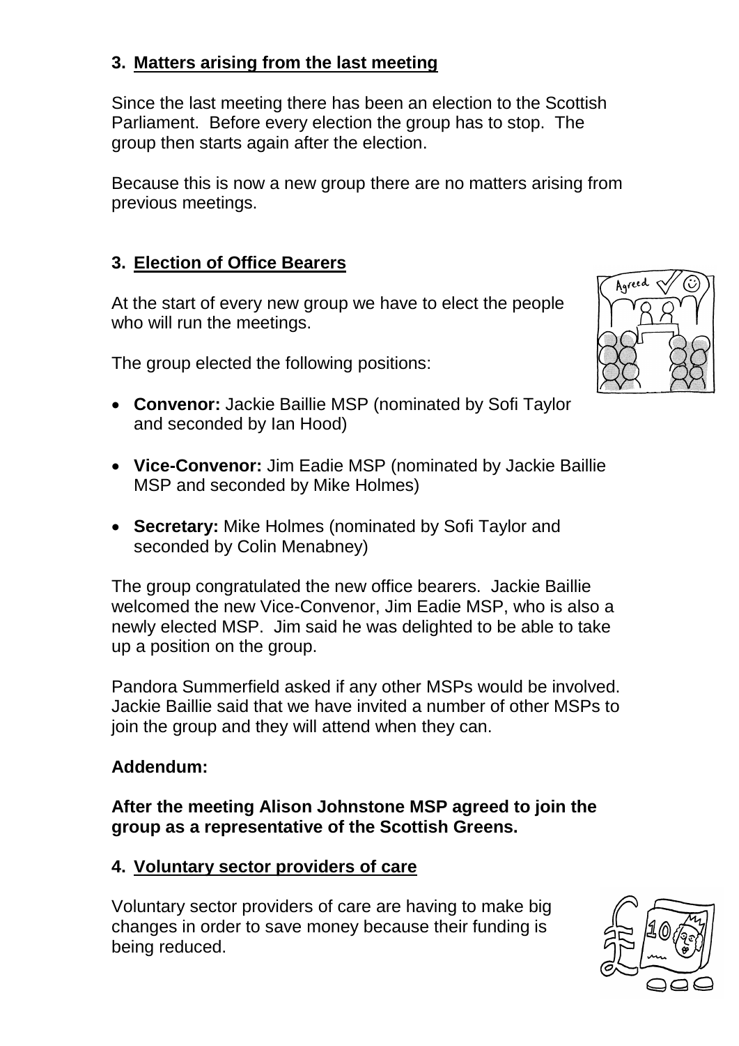## 3. Matters arising from the last meeting

Since the last meeting there has been an election to the Scottish Parliament. Before every election the group has to stop. The group then starts again after the election.

Because this is now a new group there are no matters arising from previous meetings.

## 3. Election of Office Bearers

At the start of every new group we have to elect the people who will run the meetings.

The group elected the following positions:

- **Convenor:** Jackie Baillie MSP (nominated by Sofi Taylor and seconded by Ian Hood)
- **Vice-Convenor:** Jim Eadie MSP (nominated by Jackie Baillie MSP and seconded by Mike Holmes)
- **Secretary:** Mike Holmes (nominated by Sofi Taylor and seconded by Colin Menabney)

The group congratulated the new office bearers. Jackie Baillie welcomed the new Vice-Convenor, Jim Eadie MSP, who is also a newly elected MSP. Jim said he was delighted to be able to take up a position on the group.

Pandora Summerfield asked if any other MSPs would be involved. Jackie Baillie said that we have invited a number of other MSPs to join the group and they will attend when they can.

**Addendum:**

**After the meeting Alison Johnstone MSP agreed to join the group as a representative of the Scottish Greens.**

## 4. Voluntary sector providers of care

Voluntary sector providers of care are having to make big changes in order to save money because their funding is being reduced.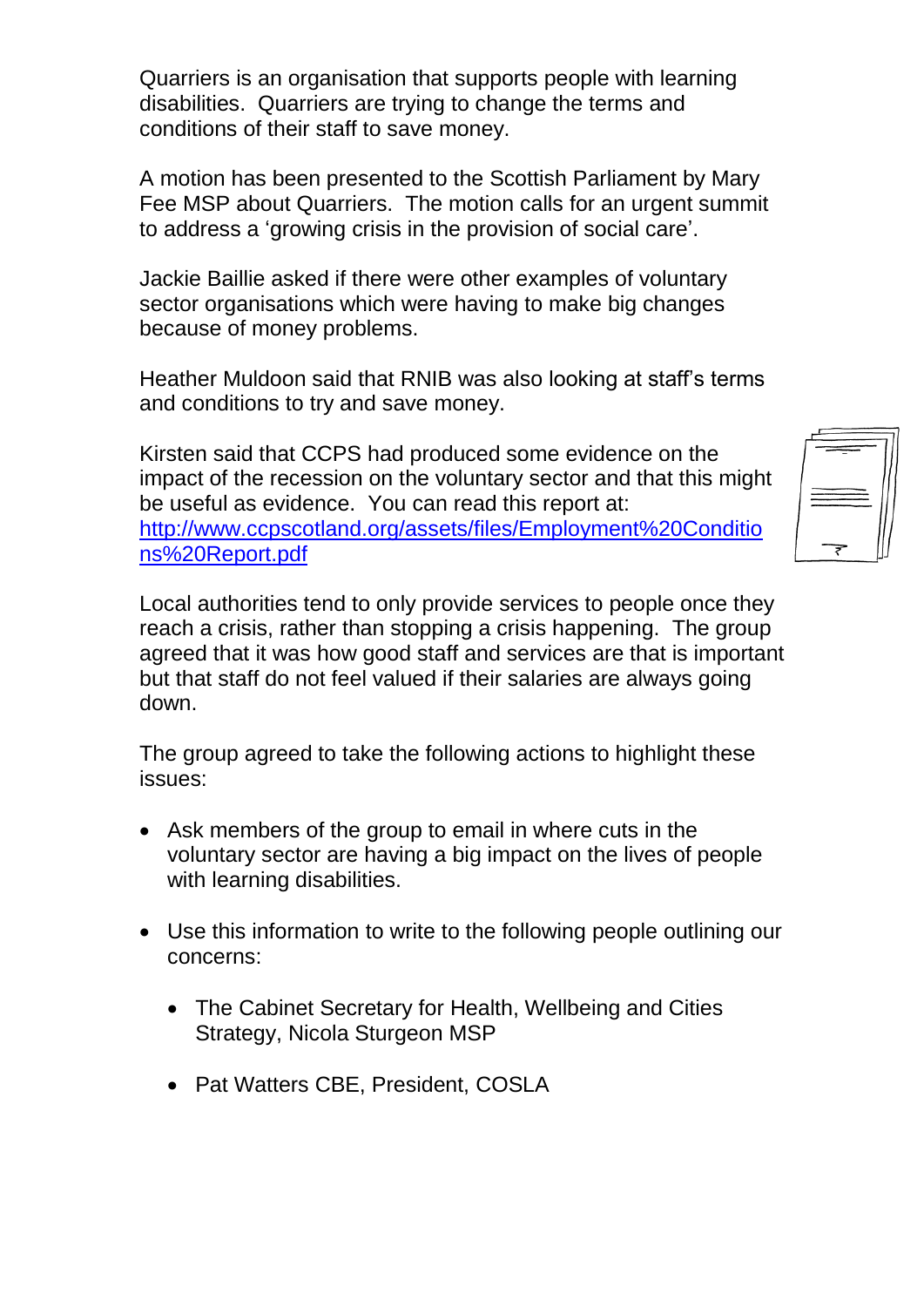Quarriers is an organisation that supports people with learning disabilities. Quarriers are trying to change the terms and conditions of their staff to save money.

A motion has been presented to the Scottish Parliament by Mary Fee MSP about Quarriers. The motion calls for an urgent summit to address a 'growing crisis in the provision of social care'.

Jackie Baillie asked if there were other examples of voluntary sector organisations which were having to make big changes because of money problems.

Heather Muldoon said that RNIB was also looking at staff's terms and conditions to try and save money.

Kirsten said that CCPS had produced some evidence on the impact of the recession on the voluntary sector and that this might be useful as evidence. You can read this report at: http://www.ccpscotland.org/assets/files/Employment%20Conditions%20Report.pdf

Local authorities tend to only provide services to people once they reach a crisis, rather than stopping a crisis happening. The group agreed that it was how good staff and services are that is important but that staff do not feel valued if their salaries are always going down.

The group agreed to take the following actions to highlight these issues:

- Ask members of the group to email in where cuts in the voluntary sector are having a big impact on the lives of people with learning disabilities.
- Use this information to write to the following people outlining our concerns:
    - The Cabinet Secretary for Health, Wellbeing and Cities Strategy, Nicola Sturgeon MSP
    - Pat Watters CBE, President, COSLA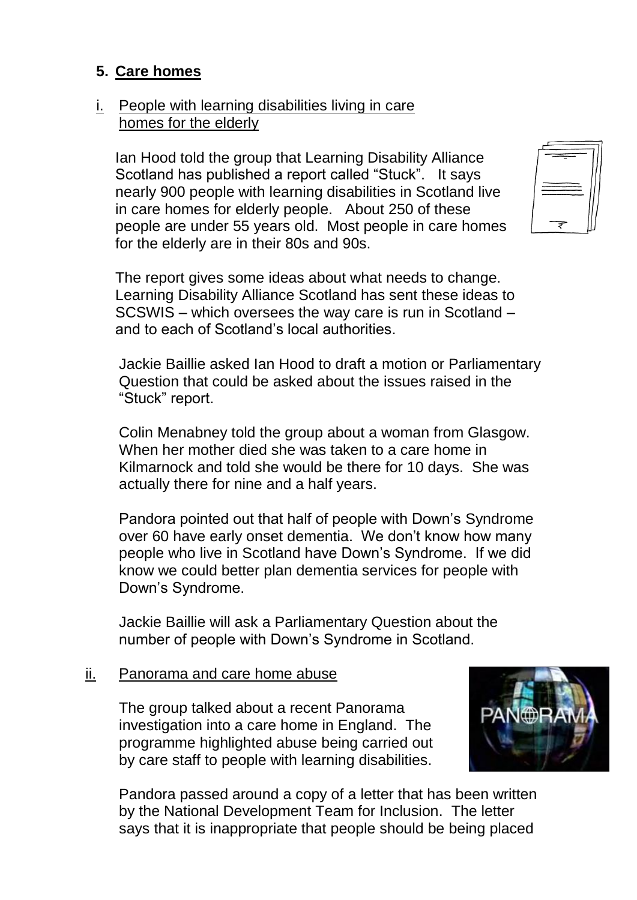## 5. Care homes

### i. People with learning disabilities living in care homes for the elderly

Ian Hood told the group that Learning Disability Alliance Scotland has published a report called "Stuck". It says nearly 900 people with learning disabilities in Scotland live in care homes for elderly people. About 250 of these people are under 55 years old. Most people in care homes for the elderly are in their 80s and 90s.

The report gives some ideas about what needs to change. Learning Disability Alliance Scotland has sent these ideas to SCSWIS – which oversees the way care is run in Scotland – and to each of Scotland's local authorities.

Jackie Baillie asked Ian Hood to draft a motion or Parliamentary Question that could be asked about the issues raised in the "Stuck" report.

Colin Menabney told the group about a woman from Glasgow. When her mother died she was taken to a care home in Kilmarnock and told she would be there for 10 days. She was actually there for nine and a half years.

Pandora pointed out that half of people with Down's Syndrome over 60 have early onset dementia. We don't know how many people who live in Scotland have Down's Syndrome. If we did know we could better plan dementia services for people with Down's Syndrome.

Jackie Baillie will ask a Parliamentary Question about the number of people with Down's Syndrome in Scotland.

### ii. Panorama and care home abuse

The group talked about a recent Panorama investigation into a care home in England. The programme highlighted abuse being carried out by care staff to people with learning disabilities.

Pandora passed around a copy of a letter that has been written by the National Development Team for Inclusion. The letter says that it is inappropriate that people should be being placed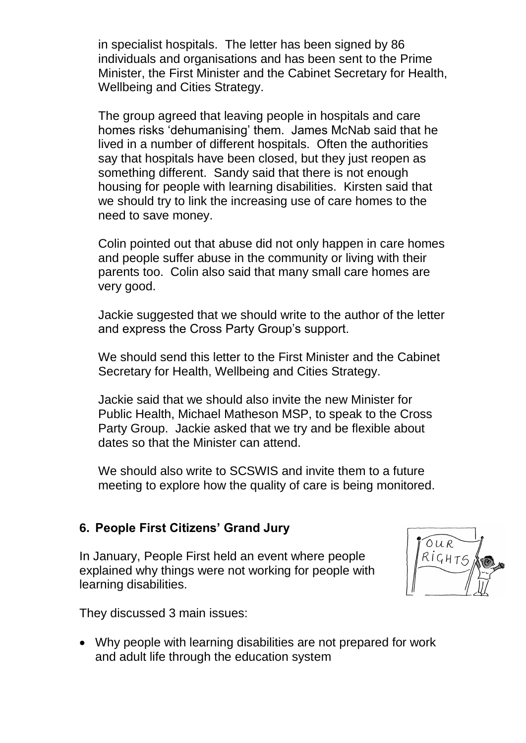in specialist hospitals. The letter has been signed by 86 individuals and organisations and has been sent to the Prime Minister, the First Minister and the Cabinet Secretary for Health, Wellbeing and Cities Strategy.

The group agreed that leaving people in hospitals and care homes risks 'dehumanising' them. James McNab said that he lived in a number of different hospitals. Often the authorities say that hospitals have been closed, but they just reopen as something different. Sandy said that there is not enough housing for people with learning disabilities. Kirsten said that we should try to link the increasing use of care homes to the need to save money.

Colin pointed out that abuse did not only happen in care homes and people suffer abuse in the community or living with their parents too. Colin also said that many small care homes are very good.

Jackie suggested that we should write to the author of the letter and express the Cross Party Group's support.

We should send this letter to the First Minister and the Cabinet Secretary for Health, Wellbeing and Cities Strategy.

Jackie said that we should also invite the new Minister for Public Health, Michael Matheson MSP, to speak to the Cross Party Group. Jackie asked that we try and be flexible about dates so that the Minister can attend.

We should also write to SCSWIS and invite them to a future meeting to explore how the quality of care is being monitored.

## 6. People First Citizens' Grand Jury

In January, People First held an event where people explained why things were not working for people with learning disabilities.

They discussed 3 main issues:

- Why people with learning disabilities are not prepared for work and adult life through the education system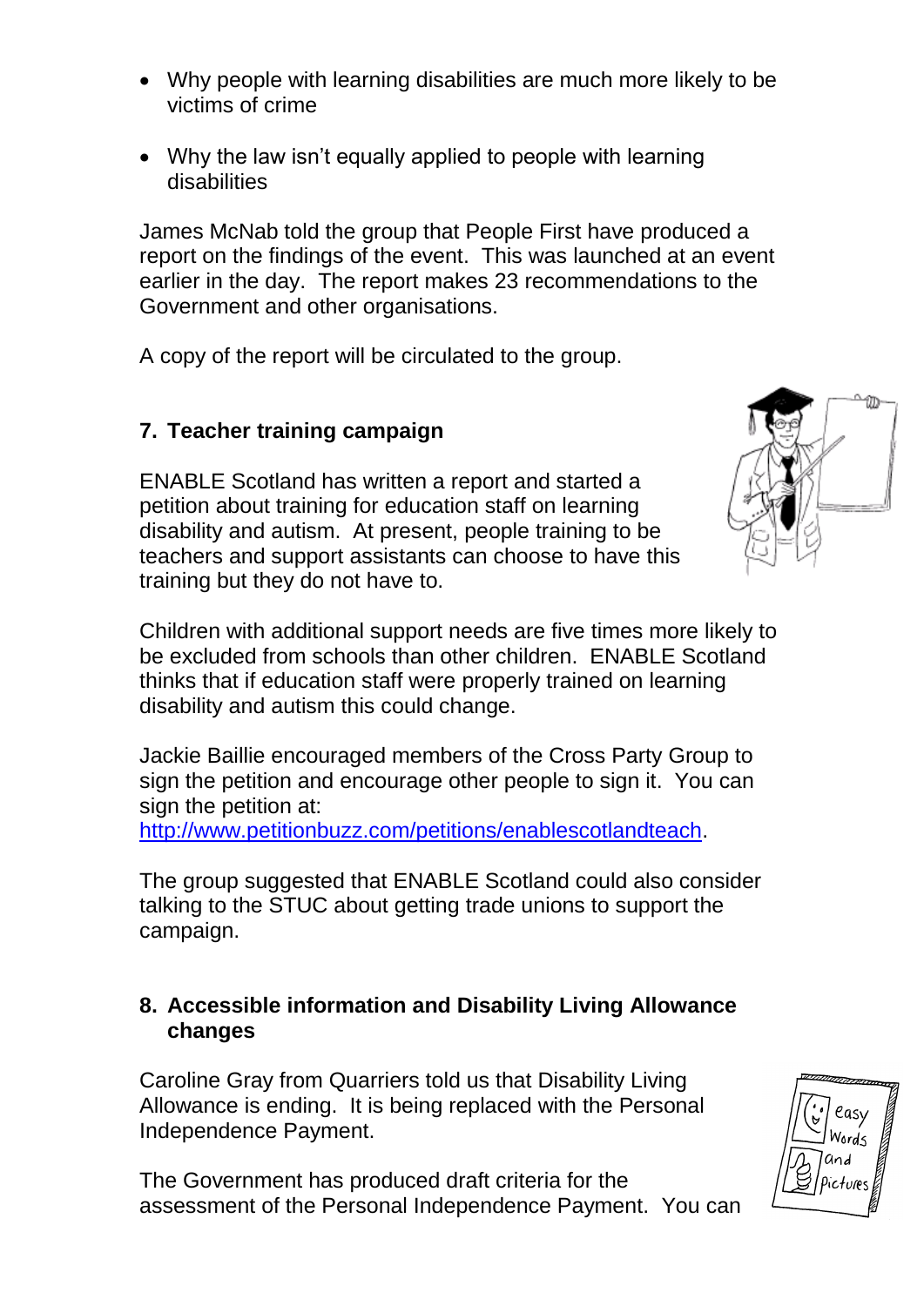- Why people with learning disabilities are much more likely to be victims of crime
- Why the law isn't equally applied to people with learning disabilities

James McNab told the group that People First have produced a report on the findings of the event. This was launched at an event earlier in the day. The report makes 23 recommendations to the Government and other organisations.

A copy of the report will be circulated to the group.

## 7. Teacher training campaign

ENABLE Scotland has written a report and started a petition about training for education staff on learning disability and autism. At present, people training to be teachers and support assistants can choose to have this training but they do not have to.

Children with additional support needs are five times more likely to be excluded from schools than other children. ENABLE Scotland thinks that if education staff were properly trained on learning disability and autism this could change.

Jackie Baillie encouraged members of the Cross Party Group to sign the petition and encourage other people to sign it. You can sign the petition at:
[http://www.petitionbuzz.com/petitions/enablescotlandteach](http://www.petitionbuzz.com/petitions/enablescotlandteach).

The group suggested that ENABLE Scotland could also consider talking to the STUC about getting trade unions to support the campaign.

## 8. Accessible information and Disability Living Allowance changes

Caroline Gray from Quarriers told us that Disability Living Allowance is ending. It is being replaced with the Personal Independence Payment.

The Government has produced draft criteria for the assessment of the Personal Independence Payment. You can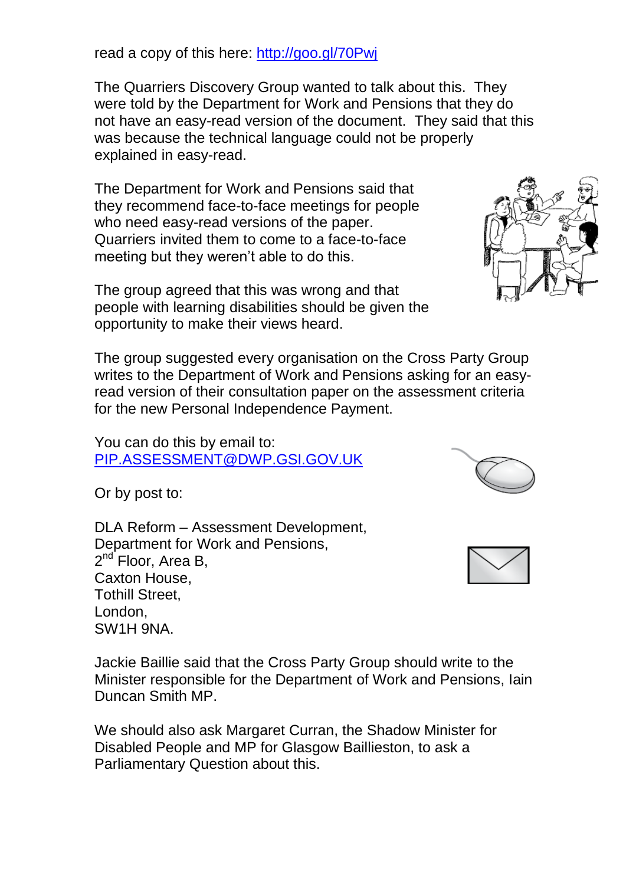read a copy of this here: http://goo.gl/70Pwj

The Quarriers Discovery Group wanted to talk about this. They were told by the Department for Work and Pensions that they do not have an easy-read version of the document. They said that this was because the technical language could not be properly explained in easy-read.

The Department for Work and Pensions said that they recommend face-to-face meetings for people who need easy-read versions of the paper. Quarriers invited them to come to a face-to-face meeting but they weren't able to do this.

The group agreed that this was wrong and that people with learning disabilities should be given the opportunity to make their views heard.

The group suggested every organisation on the Cross Party Group writes to the Department of Work and Pensions asking for an easy-read version of their consultation paper on the assessment criteria for the new Personal Independence Payment.

You can do this by email to:
PIP.ASSESSMENT@DWP.GSI.GOV.UK

Or by post to:

DLA Reform – Assessment Development,
Department for Work and Pensions,
2nd Floor, Area B,
Caxton House,
Tothill Street,
London,
SW1H 9NA.

Jackie Baillie said that the Cross Party Group should write to the Minister responsible for the Department of Work and Pensions, Iain Duncan Smith MP.

We should also ask Margaret Curran, the Shadow Minister for Disabled People and MP for Glasgow Baillieston, to ask a Parliamentary Question about this.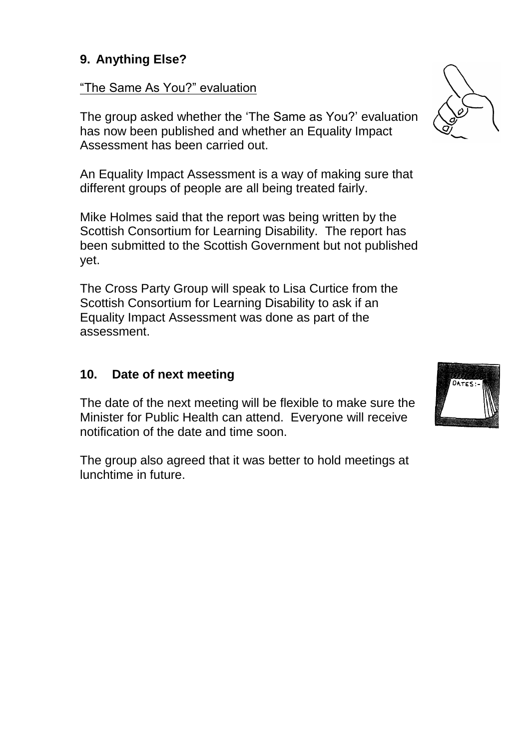## 9. Anything Else?

"The Same As You?" evaluation

The group asked whether the 'The Same as You?' evaluation has now been published and whether an Equality Impact Assessment has been carried out.

An Equality Impact Assessment is a way of making sure that different groups of people are all being treated fairly.

Mike Holmes said that the report was being written by the Scottish Consortium for Learning Disability. The report has been submitted to the Scottish Government but not published yet.

The Cross Party Group will speak to Lisa Curtice from the Scottish Consortium for Learning Disability to ask if an Equality Impact Assessment was done as part of the assessment.

## 10. Date of next meeting

The date of the next meeting will be flexible to make sure the Minister for Public Health can attend. Everyone will receive notification of the date and time soon.

The group also agreed that it was better to hold meetings at lunchtime in future.